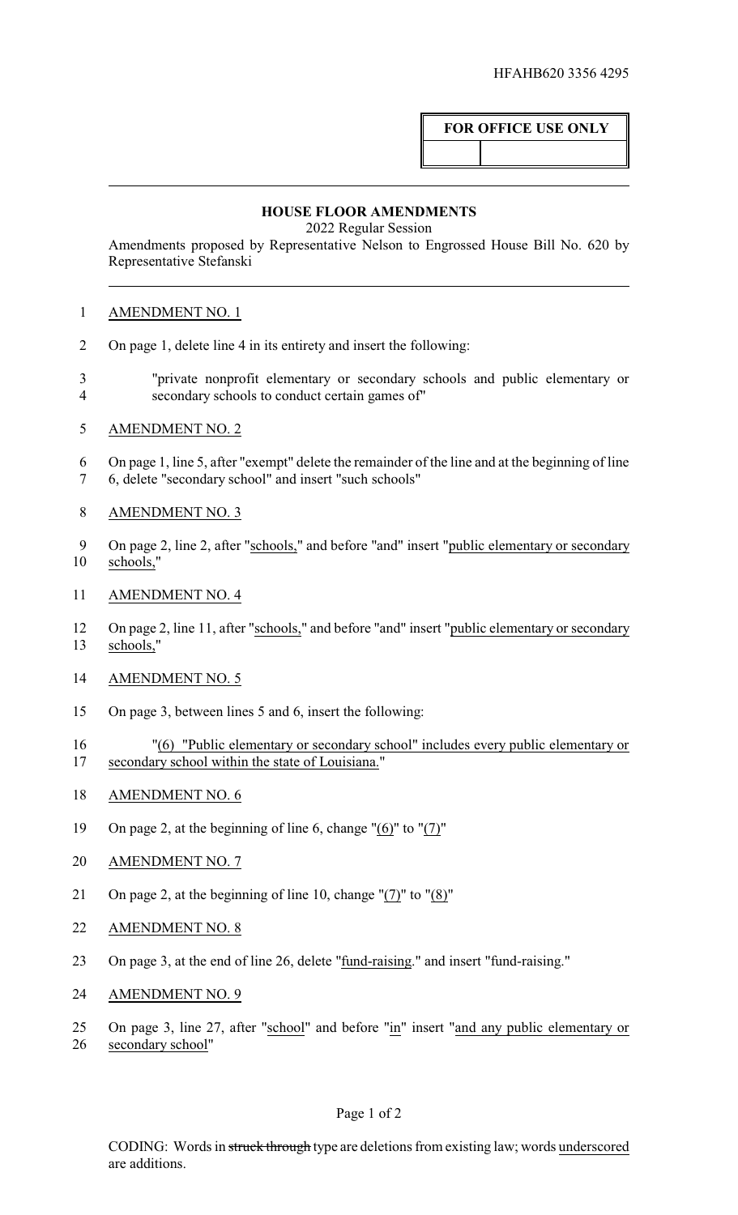HFAHB620 3356 4295

| FOR OFFICE USE ONLY | |
| --- | --- |
| | |

## HOUSE FLOOR AMENDMENTS

2022 Regular Session

Amendments proposed by Representative Nelson to Engrossed House Bill No. 620 by Representative Stefanski

AMENDMENT NO. 1

On page 1, delete line 4 in its entirety and insert the following:

"private nonprofit elementary or secondary schools and public elementary or secondary schools to conduct certain games of"

AMENDMENT NO. 2

On page 1, line 5, after "exempt" delete the remainder of the line and at the beginning of line 6, delete "secondary school" and insert "such schools"

AMENDMENT NO. 3

On page 2, line 2, after "schools," and before "and" insert "public elementary or secondary schools,"

AMENDMENT NO. 4

On page 2, line 11, after "schools," and before "and" insert "public elementary or secondary schools,"

AMENDMENT NO. 5

On page 3, between lines 5 and 6, insert the following:

"(6) "Public elementary or secondary school" includes every public elementary or secondary school within the state of Louisiana."

AMENDMENT NO. 6

On page 2, at the beginning of line 6, change "(6)" to "(7)"

AMENDMENT NO. 7

On page 2, at the beginning of line 10, change "(7)" to "(8)"

AMENDMENT NO. 8

On page 3, at the end of line 26, delete "fund-raising." and insert "fund-raising."

AMENDMENT NO. 9

On page 3, line 27, after "school" and before "in" insert "and any public elementary or secondary school"

CODING: Words in ~~struck through~~ type are deletions from existing law; words underscored are additions.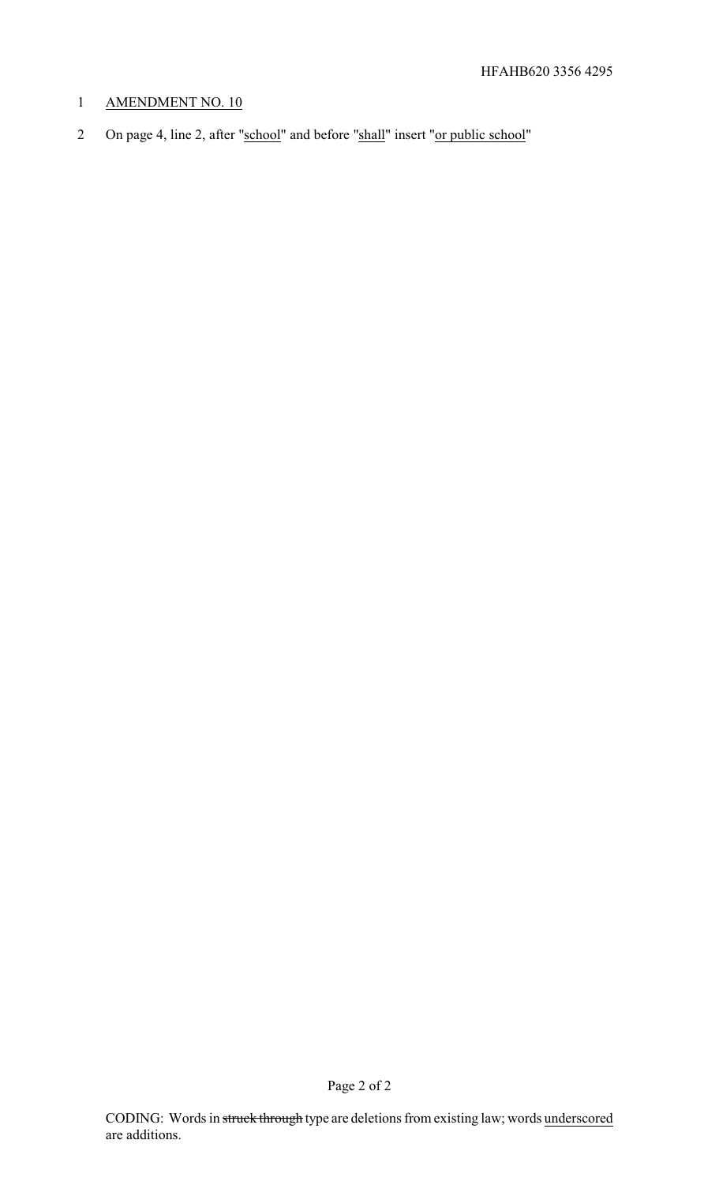HFAHB620 3356 4295

1 AMENDMENT NO. 10

2 On page 4, line 2, after "school" and before "shall" insert "or public school"

CODING: Words in ~~struck through~~ type are deletions from existing law; words underscored are additions.